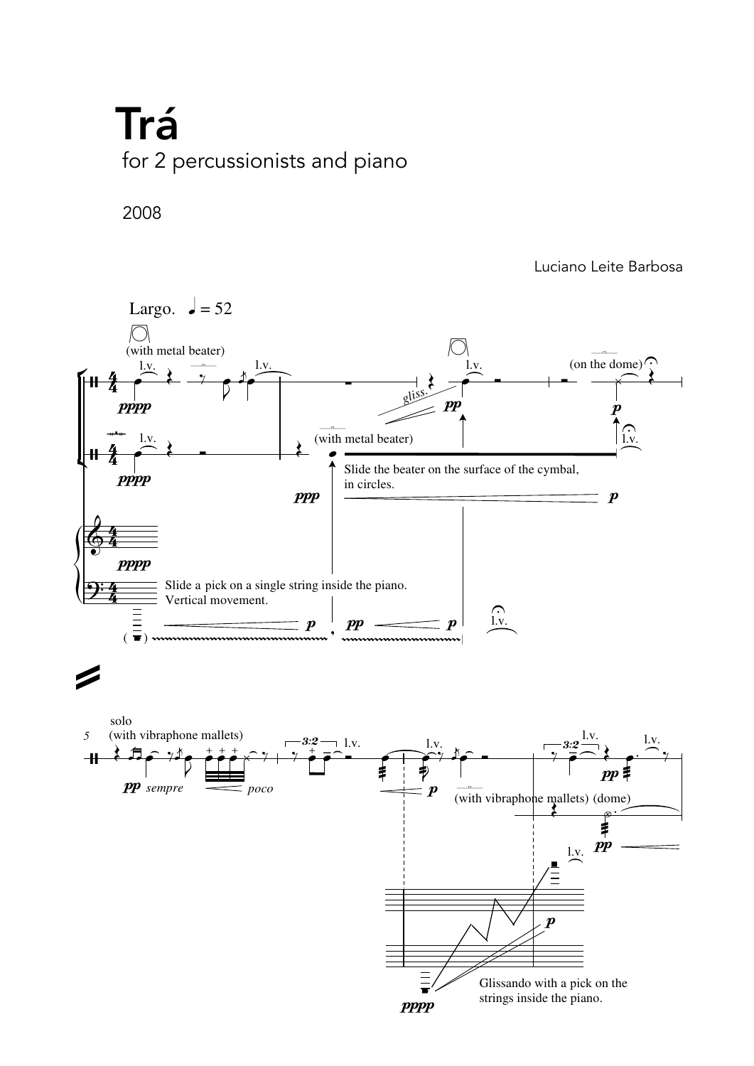# Trá

## for 2 percussionists and piano

2008

Luciano Leite Barbosa

Largo. ♩ = 52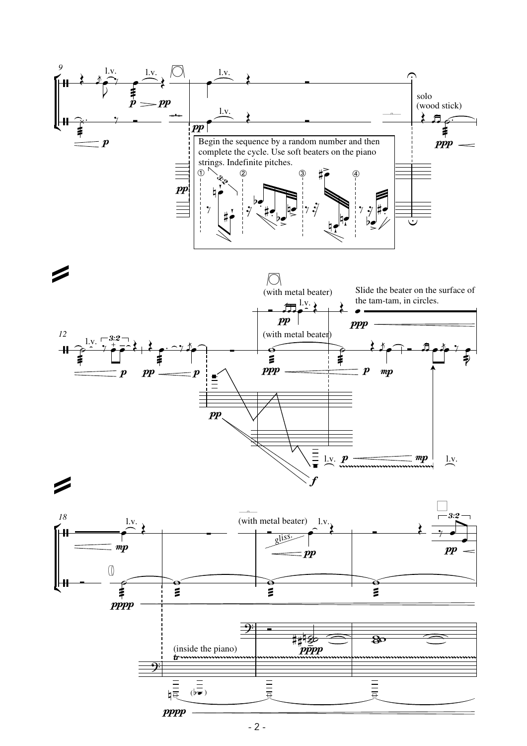Begin the sequence by a random number and then complete the cycle. Use soft beaters on the piano strings. Indefinite pitches.

solo (wood stick)

(with metal beater)

Slide the beater on the surface of the tam-tam, in circles.

(with metal beater)

(with metal beater)

(inside the piano)